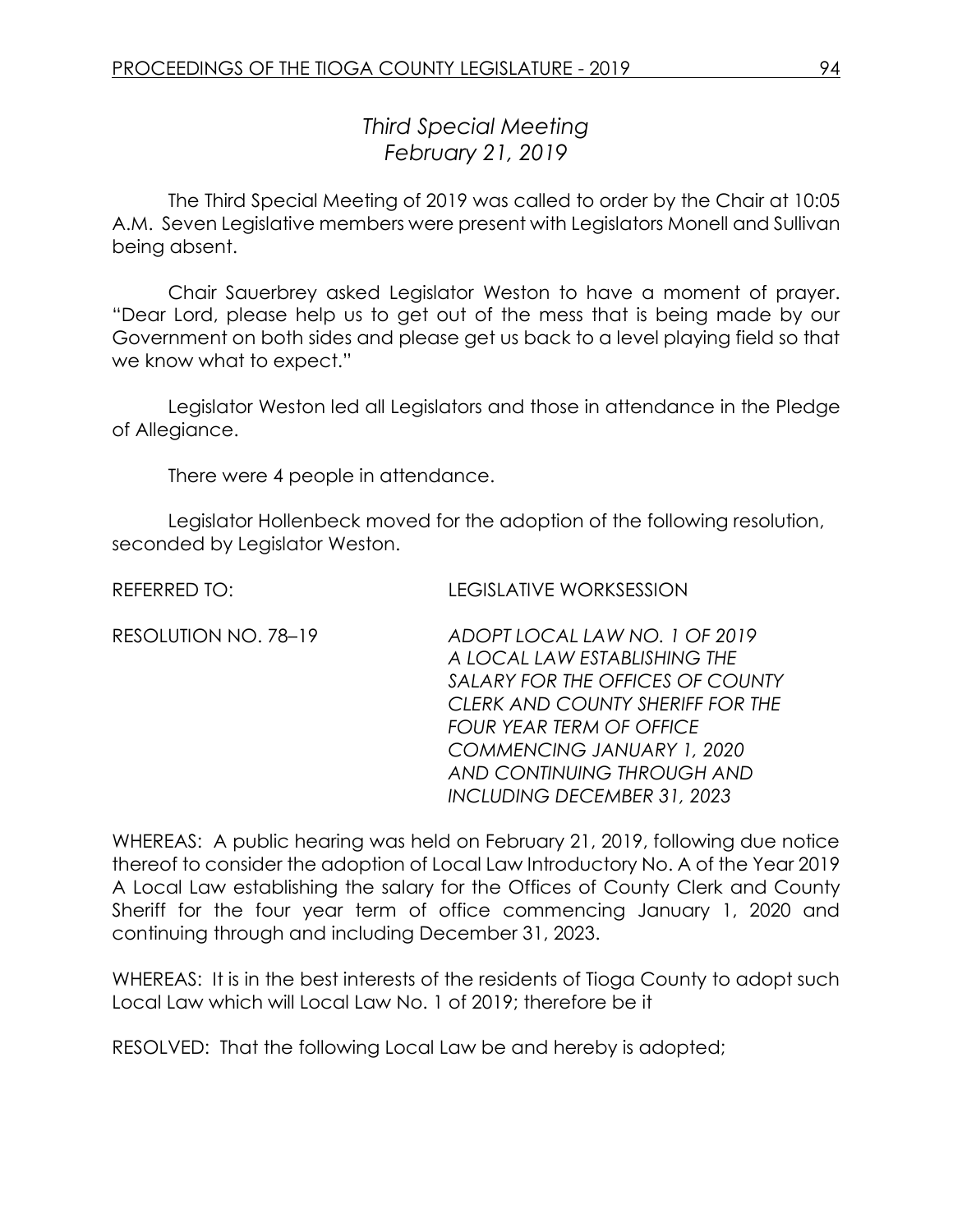## *Third Special Meeting*
## *February 21, 2019*

The Third Special Meeting of 2019 was called to order by the Chair at 10:05 A.M. Seven Legislative members were present with Legislators Monell and Sullivan being absent.

Chair Sauerbrey asked Legislator Weston to have a moment of prayer. "Dear Lord, please help us to get out of the mess that is being made by our Government on both sides and please get us back to a level playing field so that we know what to expect."

Legislator Weston led all Legislators and those in attendance in the Pledge of Allegiance.

There were 4 people in attendance.

Legislator Hollenbeck moved for the adoption of the following resolution, seconded by Legislator Weston.

REFERRED TO: LEGISLATIVE WORKSESSION

RESOLUTION NO. 78–19 *ADOPT LOCAL LAW NO. 1 OF 2019 A LOCAL LAW ESTABLISHING THE SALARY FOR THE OFFICES OF COUNTY CLERK AND COUNTY SHERIFF FOR THE FOUR YEAR TERM OF OFFICE COMMENCING JANUARY 1, 2020 AND CONTINUING THROUGH AND INCLUDING DECEMBER 31, 2023*

WHEREAS: A public hearing was held on February 21, 2019, following due notice thereof to consider the adoption of Local Law Introductory No. A of the Year 2019 A Local Law establishing the salary for the Offices of County Clerk and County Sheriff for the four year term of office commencing January 1, 2020 and continuing through and including December 31, 2023.

WHEREAS: It is in the best interests of the residents of Tioga County to adopt such Local Law which will Local Law No. 1 of 2019; therefore be it

RESOLVED: That the following Local Law be and hereby is adopted;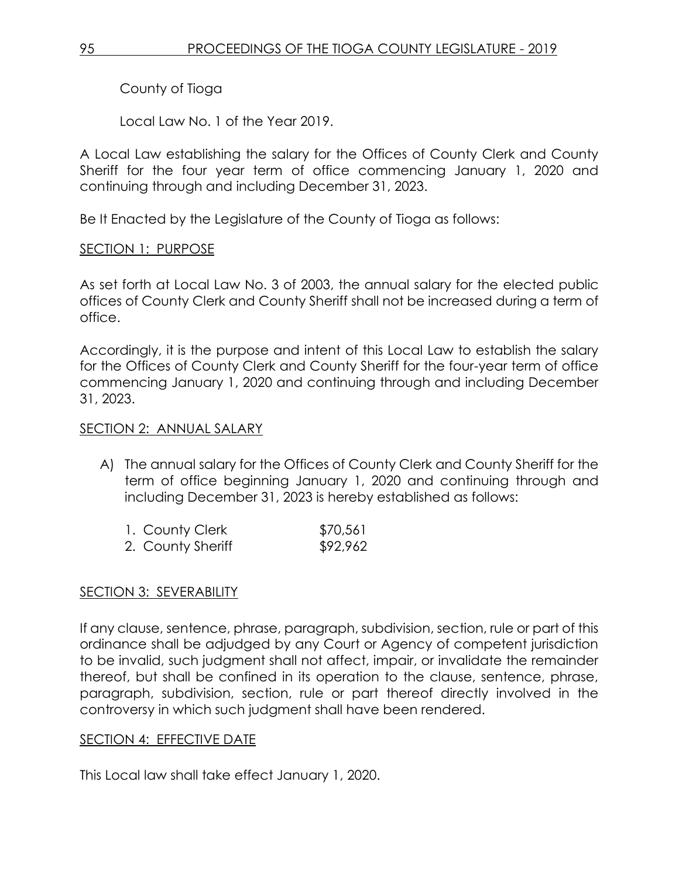County of Tioga

Local Law No. 1 of the Year 2019.

A Local Law establishing the salary for the Offices of County Clerk and County Sheriff for the four year term of office commencing January 1, 2020 and continuing through and including December 31, 2023.

Be It Enacted by the Legislature of the County of Tioga as follows:

SECTION 1: PURPOSE

As set forth at Local Law No. 3 of 2003, the annual salary for the elected public offices of County Clerk and County Sheriff shall not be increased during a term of office.

Accordingly, it is the purpose and intent of this Local Law to establish the salary for the Offices of County Clerk and County Sheriff for the four-year term of office commencing January 1, 2020 and continuing through and including December 31, 2023.

SECTION 2: ANNUAL SALARY

A) The annual salary for the Offices of County Clerk and County Sheriff for the term of office beginning January 1, 2020 and continuing through and including December 31, 2023 is hereby established as follows:

| | |
|---|---|
| 1. County Clerk | $70,561 |
| 2. County Sheriff | $92,962 |

SECTION 3: SEVERABILITY

If any clause, sentence, phrase, paragraph, subdivision, section, rule or part of this ordinance shall be adjudged by any Court or Agency of competent jurisdiction to be invalid, such judgment shall not affect, impair, or invalidate the remainder thereof, but shall be confined in its operation to the clause, sentence, phrase, paragraph, subdivision, section, rule or part thereof directly involved in the controversy in which such judgment shall have been rendered.

SECTION 4: EFFECTIVE DATE

This Local law shall take effect January 1, 2020.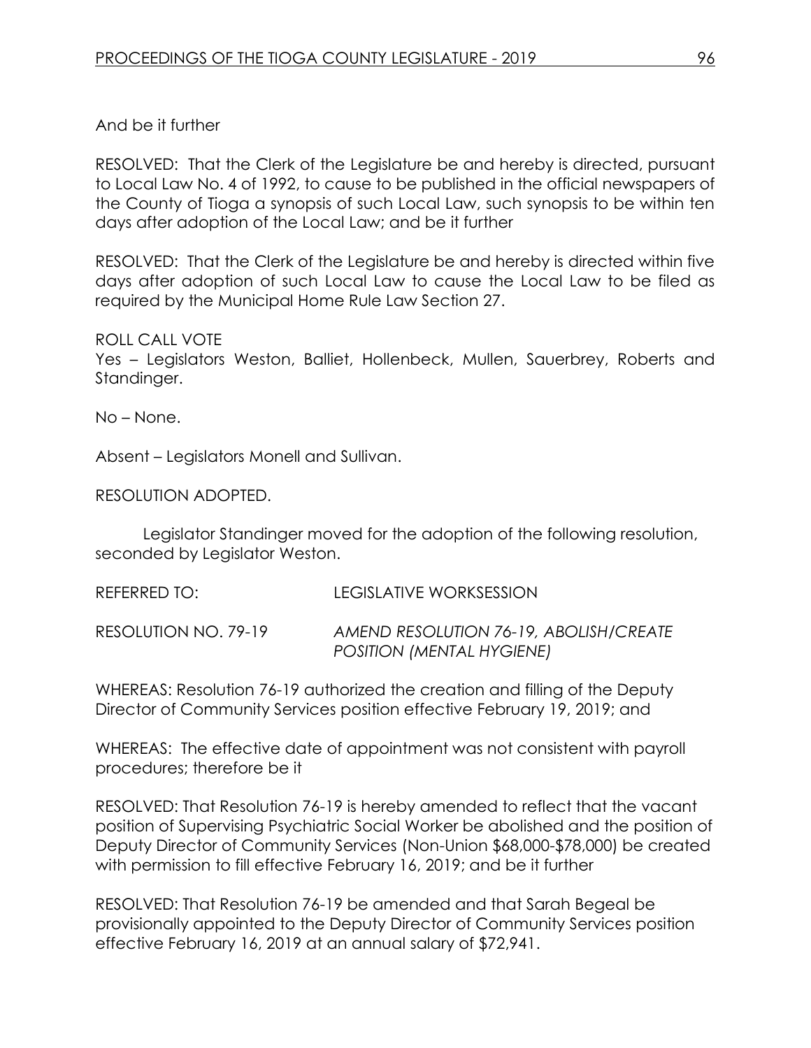And be it further

RESOLVED: That the Clerk of the Legislature be and hereby is directed, pursuant to Local Law No. 4 of 1992, to cause to be published in the official newspapers of the County of Tioga a synopsis of such Local Law, such synopsis to be within ten days after adoption of the Local Law; and be it further

RESOLVED: That the Clerk of the Legislature be and hereby is directed within five days after adoption of such Local Law to cause the Local Law to be filed as required by the Municipal Home Rule Law Section 27.

ROLL CALL VOTE
Yes – Legislators Weston, Balliet, Hollenbeck, Mullen, Sauerbrey, Roberts and Standinger.

No – None.

Absent – Legislators Monell and Sullivan.

RESOLUTION ADOPTED.

Legislator Standinger moved for the adoption of the following resolution, seconded by Legislator Weston.

REFERRED TO: LEGISLATIVE WORKSESSION

RESOLUTION NO. 79-19 *AMEND RESOLUTION 76-19, ABOLISH/CREATE POSITION (MENTAL HYGIENE)*

WHEREAS: Resolution 76-19 authorized the creation and filling of the Deputy Director of Community Services position effective February 19, 2019; and

WHEREAS: The effective date of appointment was not consistent with payroll procedures; therefore be it

RESOLVED: That Resolution 76-19 is hereby amended to reflect that the vacant position of Supervising Psychiatric Social Worker be abolished and the position of Deputy Director of Community Services (Non-Union $68,000-$78,000) be created with permission to fill effective February 16, 2019; and be it further

RESOLVED: That Resolution 76-19 be amended and that Sarah Begeal be provisionally appointed to the Deputy Director of Community Services position effective February 16, 2019 at an annual salary of $72,941.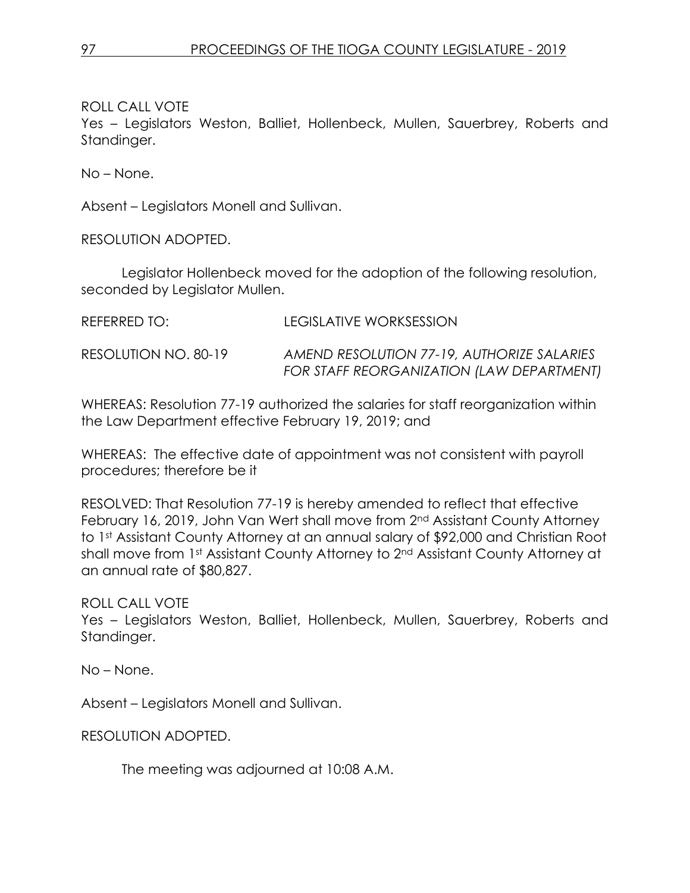ROLL CALL VOTE
Yes – Legislators Weston, Balliet, Hollenbeck, Mullen, Sauerbrey, Roberts and Standinger.

No – None.

Absent – Legislators Monell and Sullivan.

RESOLUTION ADOPTED.

Legislator Hollenbeck moved for the adoption of the following resolution, seconded by Legislator Mullen.

REFERRED TO: LEGISLATIVE WORKSESSION

RESOLUTION NO. 80-19 *AMEND RESOLUTION 77-19, AUTHORIZE SALARIES FOR STAFF REORGANIZATION (LAW DEPARTMENT)*

WHEREAS: Resolution 77-19 authorized the salaries for staff reorganization within the Law Department effective February 19, 2019; and

WHEREAS: The effective date of appointment was not consistent with payroll procedures; therefore be it

RESOLVED: That Resolution 77-19 is hereby amended to reflect that effective February 16, 2019, John Van Wert shall move from 2nd Assistant County Attorney to 1st Assistant County Attorney at an annual salary of $92,000 and Christian Root shall move from 1st Assistant County Attorney to 2nd Assistant County Attorney at an annual rate of $80,827.

ROLL CALL VOTE
Yes – Legislators Weston, Balliet, Hollenbeck, Mullen, Sauerbrey, Roberts and Standinger.

No – None.

Absent – Legislators Monell and Sullivan.

RESOLUTION ADOPTED.

The meeting was adjourned at 10:08 A.M.